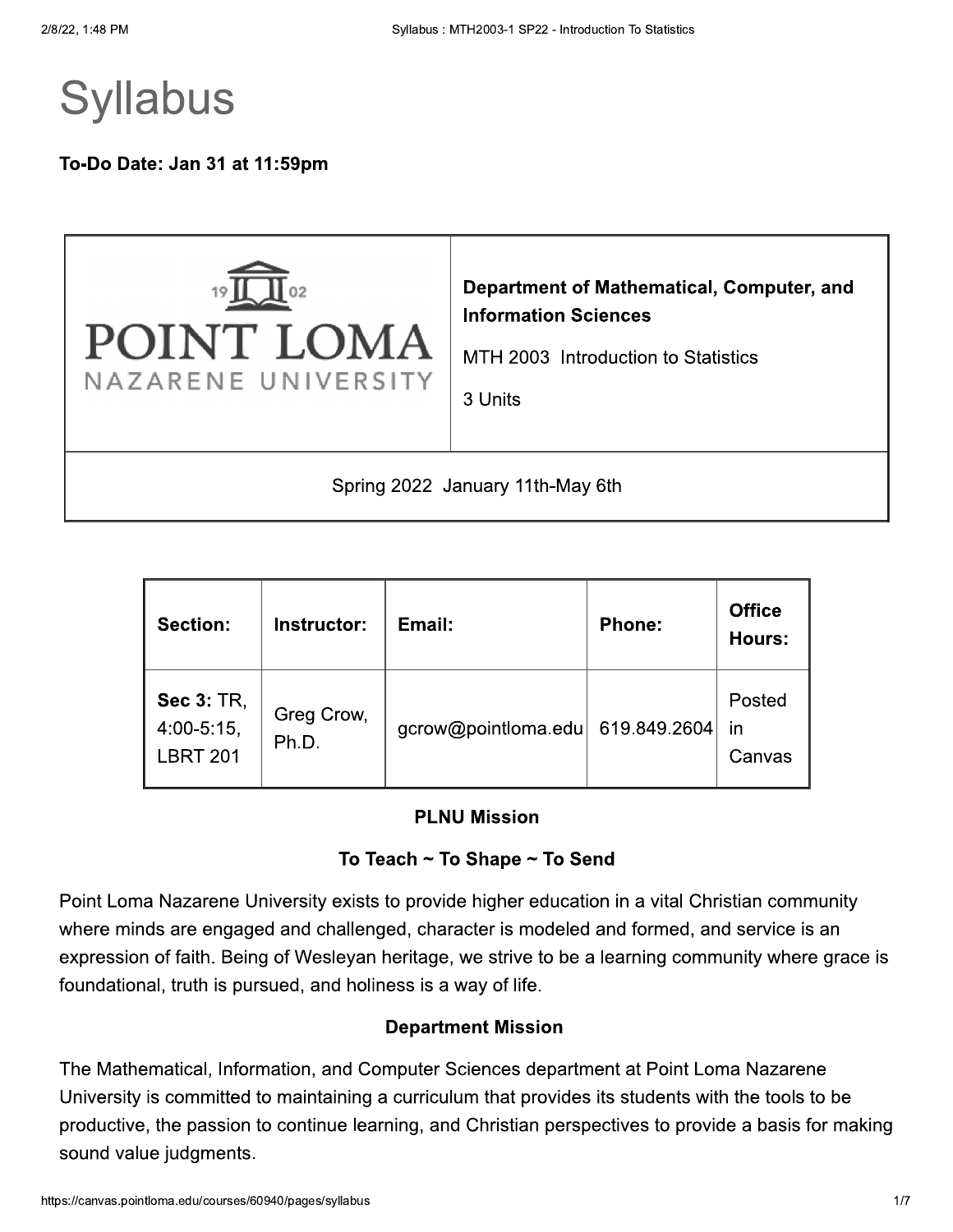# Syllabus

**To-Do Date: Jan 31 at 11:59pm**

| POINT LOMA NAZARENE UNIVERSITY | **Department of Mathematical, Computer, and Information Sciences**<br><br>MTH 2003 Introduction to Statistics<br><br>3 Units |
|---|---|
| Spring 2022 January 11th-May 6th | |

| **Section:** | **Instructor:** | **Email:** | **Phone:** | **Office Hours:** |
|---|---|---|---|---|
| **Sec 3:** TR, 4:00-5:15, LBRT 201 | Greg Crow, Ph.D. | gcrow@pointloma.edu | 619.849.2604 | Posted in Canvas |

**PLNU Mission**

**To Teach ~ To Shape ~ To Send**

Point Loma Nazarene University exists to provide higher education in a vital Christian community where minds are engaged and challenged, character is modeled and formed, and service is an expression of faith. Being of Wesleyan heritage, we strive to be a learning community where grace is foundational, truth is pursued, and holiness is a way of life.

**Department Mission**

The Mathematical, Information, and Computer Sciences department at Point Loma Nazarene University is committed to maintaining a curriculum that provides its students with the tools to be productive, the passion to continue learning, and Christian perspectives to provide a basis for making sound value judgments.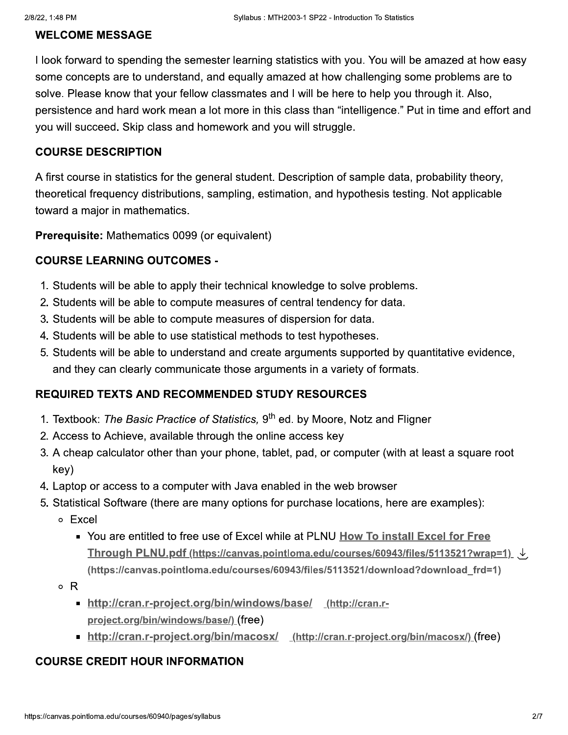## WELCOME MESSAGE

I look forward to spending the semester learning statistics with you. You will be amazed at how easy some concepts are to understand, and equally amazed at how challenging some problems are to solve. Please know that your fellow classmates and I will be here to help you through it. Also, persistence and hard work mean a lot more in this class than "intelligence." Put in time and effort and you will succeed**.** Skip class and homework and you will struggle.

## COURSE DESCRIPTION

A first course in statistics for the general student. Description of sample data, probability theory, theoretical frequency distributions, sampling, estimation, and hypothesis testing. Not applicable toward a major in mathematics.

**Prerequisite:** Mathematics 0099 (or equivalent)

## COURSE LEARNING OUTCOMES -

1. Students will be able to apply their technical knowledge to solve problems.
2. Students will be able to compute measures of central tendency for data.
3. Students will be able to compute measures of dispersion for data.
4. Students will be able to use statistical methods to test hypotheses.
5. Students will be able to understand and create arguments supported by quantitative evidence, and they can clearly communicate those arguments in a variety of formats.

## REQUIRED TEXTS AND RECOMMENDED STUDY RESOURCES

1. Textbook: *The Basic Practice of Statistics,* 9th ed. by Moore, Notz and Fligner
2. Access to Achieve, available through the online access key
3. A cheap calculator other than your phone, tablet, pad, or computer (with at least a square root key)
4. Laptop or access to a computer with Java enabled in the web browser
5. Statistical Software (there are many options for purchase locations, here are examples):
   - Excel
     - You are entitled to free use of Excel while at PLNU **How To install Excel for Free Through PLNU.pdf** (https://canvas.pointloma.edu/courses/60943/files/5113521?wrap=1) (https://canvas.pointloma.edu/courses/60943/files/5113521/download?download_frd=1)
   - R
     - **http://cran.r-project.org/bin/windows/base/** (http://cran.r-project.org/bin/windows/base/) (free)
     - **http://cran.r-project.org/bin/macosx/** (http://cran.r-project.org/bin/macosx/) (free)

## COURSE CREDIT HOUR INFORMATION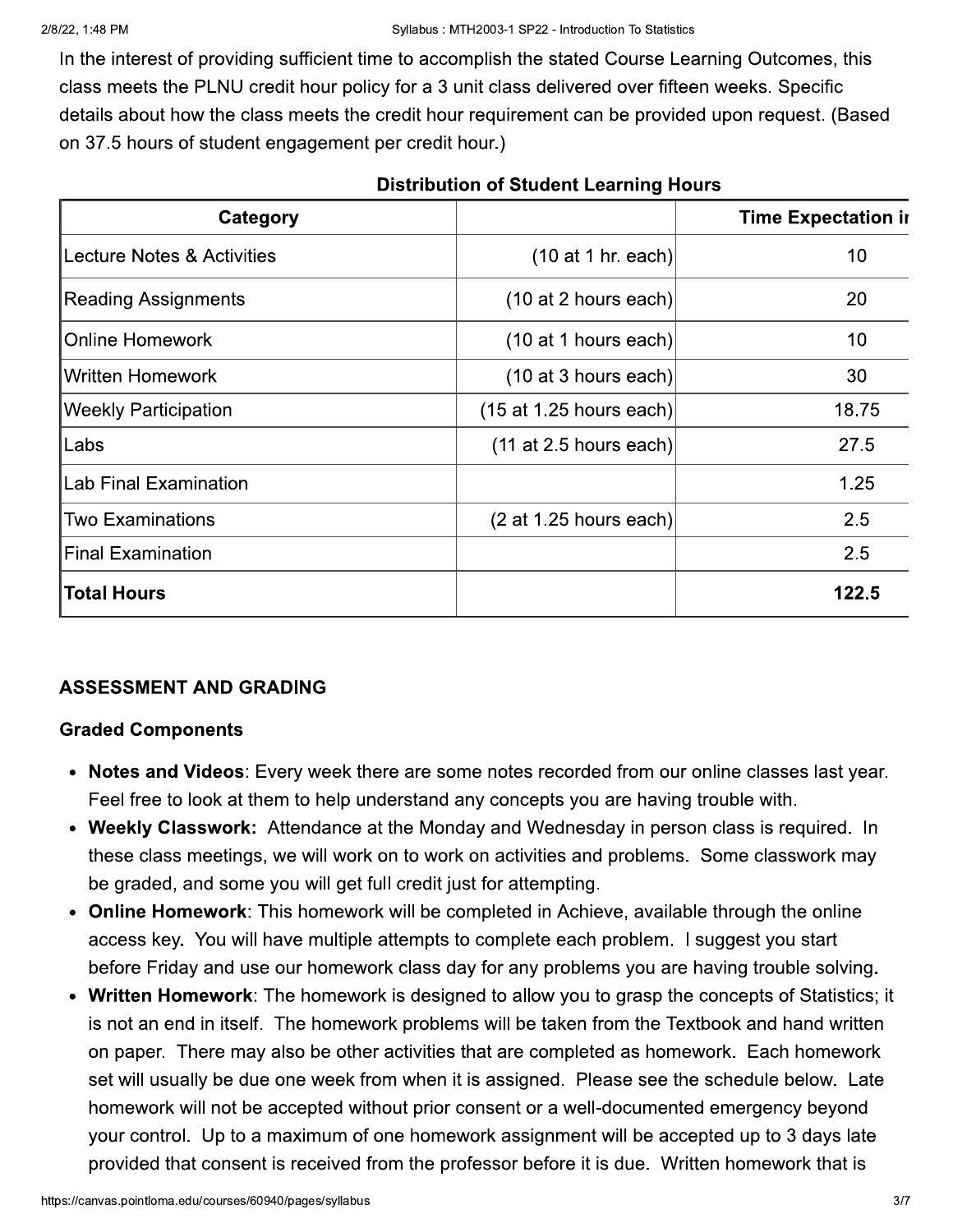In the interest of providing sufficient time to accomplish the stated Course Learning Outcomes, this class meets the PLNU credit hour policy for a 3 unit class delivered over fifteen weeks. Specific details about how the class meets the credit hour requirement can be provided upon request. (Based on 37.5 hours of student engagement per credit hour.)

**Distribution of Student Learning Hours**

| Category | | Time Expectation i |
|---|---|---|
| Lecture Notes & Activities | (10 at 1 hr. each) | 10 |
| Reading Assignments | (10 at 2 hours each) | 20 |
| Online Homework | (10 at 1 hours each) | 10 |
| Written Homework | (10 at 3 hours each) | 30 |
| Weekly Participation | (15 at 1.25 hours each) | 18.75 |
| Labs | (11 at 2.5 hours each) | 27.5 |
| Lab Final Examination | | 1.25 |
| Two Examinations | (2 at 1.25 hours each) | 2.5 |
| Final Examination | | 2.5 |
| **Total Hours** | | **122.5** |

## ASSESSMENT AND GRADING

### Graded Components

- **Notes and Videos**: Every week there are some notes recorded from our online classes last year. Feel free to look at them to help understand any concepts you are having trouble with.
- **Weekly Classwork:** Attendance at the Monday and Wednesday in person class is required. In these class meetings, we will work on to work on activities and problems. Some classwork may be graded, and some you will get full credit just for attempting.
- **Online Homework**: This homework will be completed in Achieve, available through the online access key. You will have multiple attempts to complete each problem. I suggest you start before Friday and use our homework class day for any problems you are having trouble solving.
- **Written Homework**: The homework is designed to allow you to grasp the concepts of Statistics; it is not an end in itself. The homework problems will be taken from the Textbook and hand written on paper. There may also be other activities that are completed as homework. Each homework set will usually be due one week from when it is assigned. Please see the schedule below. Late homework will not be accepted without prior consent or a well-documented emergency beyond your control. Up to a maximum of one homework assignment will be accepted up to 3 days late provided that consent is received from the professor before it is due. Written homework that is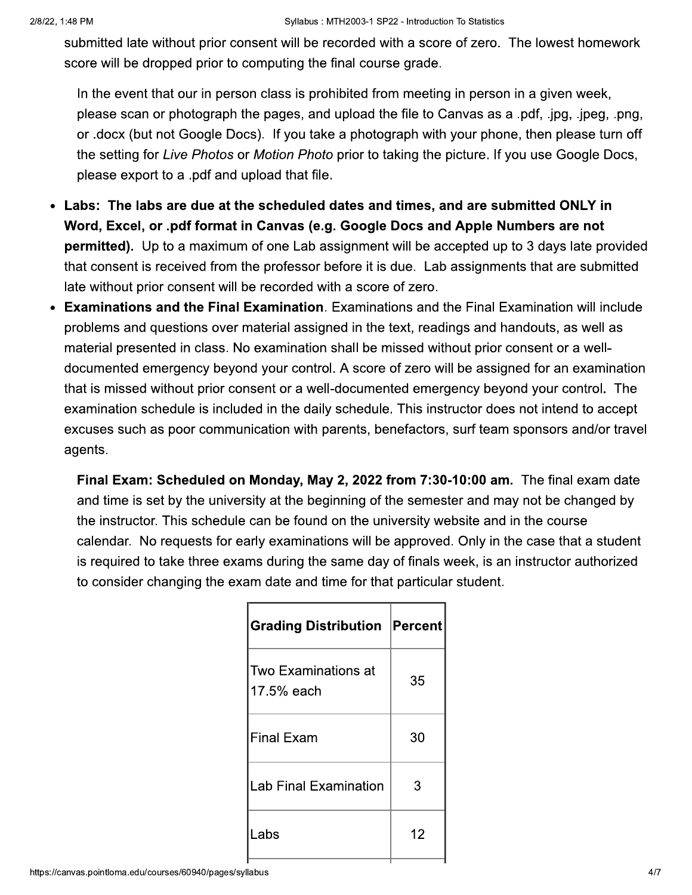submitted late without prior consent will be recorded with a score of zero. The lowest homework score will be dropped prior to computing the final course grade.

In the event that our in person class is prohibited from meeting in person in a given week, please scan or photograph the pages, and upload the file to Canvas as a .pdf, .jpg, .jpeg, .png, or .docx (but not Google Docs). If you take a photograph with your phone, then please turn off the setting for *Live Photos* or *Motion Photo* prior to taking the picture. If you use Google Docs, please export to a .pdf and upload that file.

- **Labs: The labs are due at the scheduled dates and times, and are submitted ONLY in Word, Excel, or .pdf format in Canvas (e.g. Google Docs and Apple Numbers are not permitted).** Up to a maximum of one Lab assignment will be accepted up to 3 days late provided that consent is received from the professor before it is due. Lab assignments that are submitted late without prior consent will be recorded with a score of zero.
- **Examinations and the Final Examination**. Examinations and the Final Examination will include problems and questions over material assigned in the text, readings and handouts, as well as material presented in class. No examination shall be missed without prior consent or a well-documented emergency beyond your control. A score of zero will be assigned for an examination that is missed without prior consent or a well-documented emergency beyond your control. The examination schedule is included in the daily schedule. This instructor does not intend to accept excuses such as poor communication with parents, benefactors, surf team sponsors and/or travel agents.

**Final Exam: Scheduled on Monday, May 2, 2022 from 7:30-10:00 am.** The final exam date and time is set by the university at the beginning of the semester and may not be changed by the instructor. This schedule can be found on the university website and in the course calendar. No requests for early examinations will be approved. Only in the case that a student is required to take three exams during the same day of finals week, is an instructor authorized to consider changing the exam date and time for that particular student.

| Grading Distribution | Percent |
|---|---|
| Two Examinations at 17.5% each | 35 |
| Final Exam | 30 |
| Lab Final Examination | 3 |
| Labs | 12 |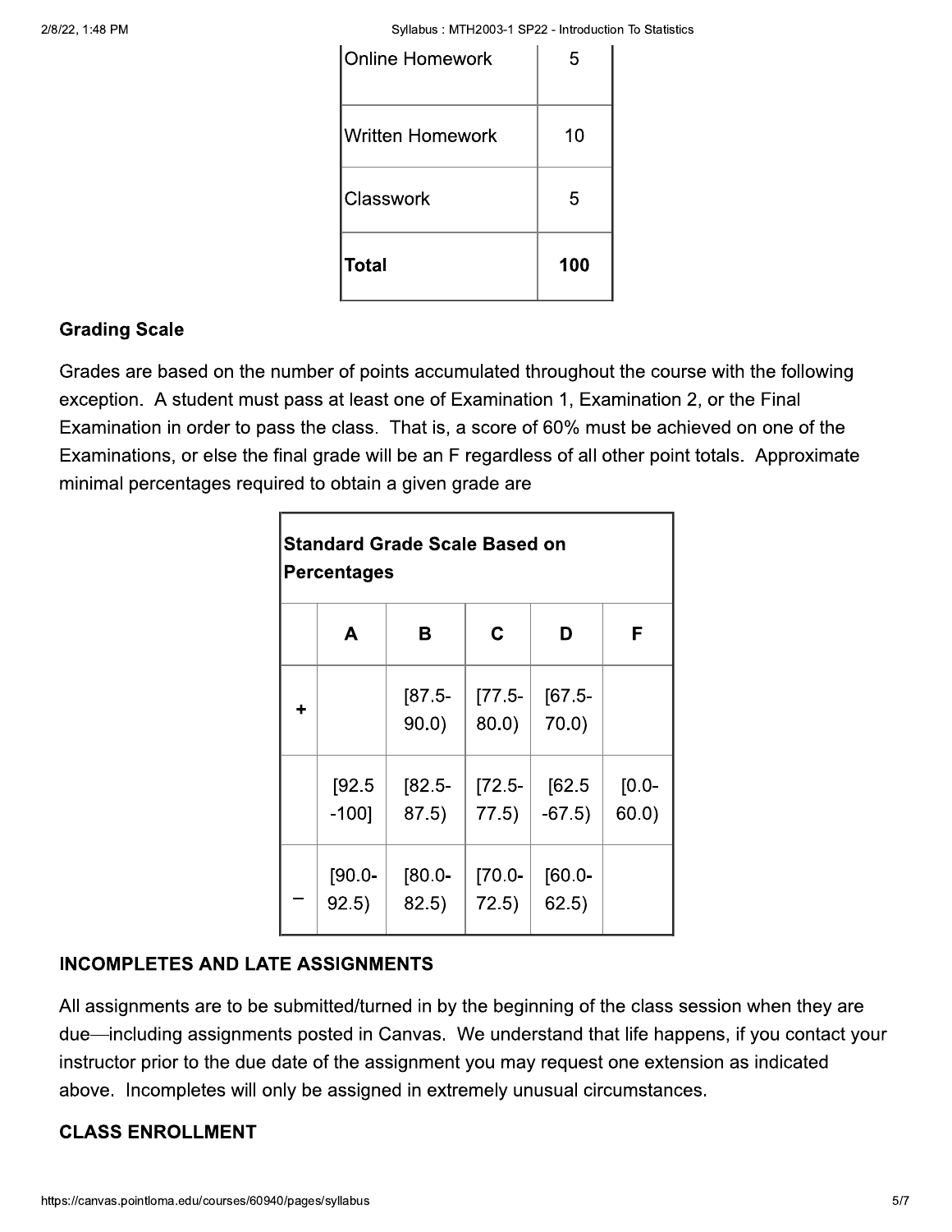| Online Homework | 5 |
|---|---|
| Written Homework | 10 |
| Classwork | 5 |
| **Total** | **100** |

### Grading Scale

Grades are based on the number of points accumulated throughout the course with the following exception. A student must pass at least one of Examination 1, Examination 2, or the Final Examination in order to pass the class. That is, a score of 60% must be achieved on one of the Examinations, or else the final grade will be an F regardless of all other point totals. Approximate minimal percentages required to obtain a given grade are

| **Standard Grade Scale Based on Percentages** | | | | | |
|---|---|---|---|---|---|
| | **A** | **B** | **C** | **D** | **F** |
| **+** | | [87.5-90.0) | [77.5-80.0) | [67.5-70.0) | |
| | [92.5-100] | [82.5-87.5) | [72.5-77.5) | [62.5-67.5) | [0.0-60.0) |
| **–** | [90.0-92.5) | [80.0-82.5) | [70.0-72.5) | [60.0-62.5) | |

### INCOMPLETES AND LATE ASSIGNMENTS

All assignments are to be submitted/turned in by the beginning of the class session when they are due—including assignments posted in Canvas. We understand that life happens, if you contact your instructor prior to the due date of the assignment you may request one extension as indicated above. Incompletes will only be assigned in extremely unusual circumstances.

### CLASS ENROLLMENT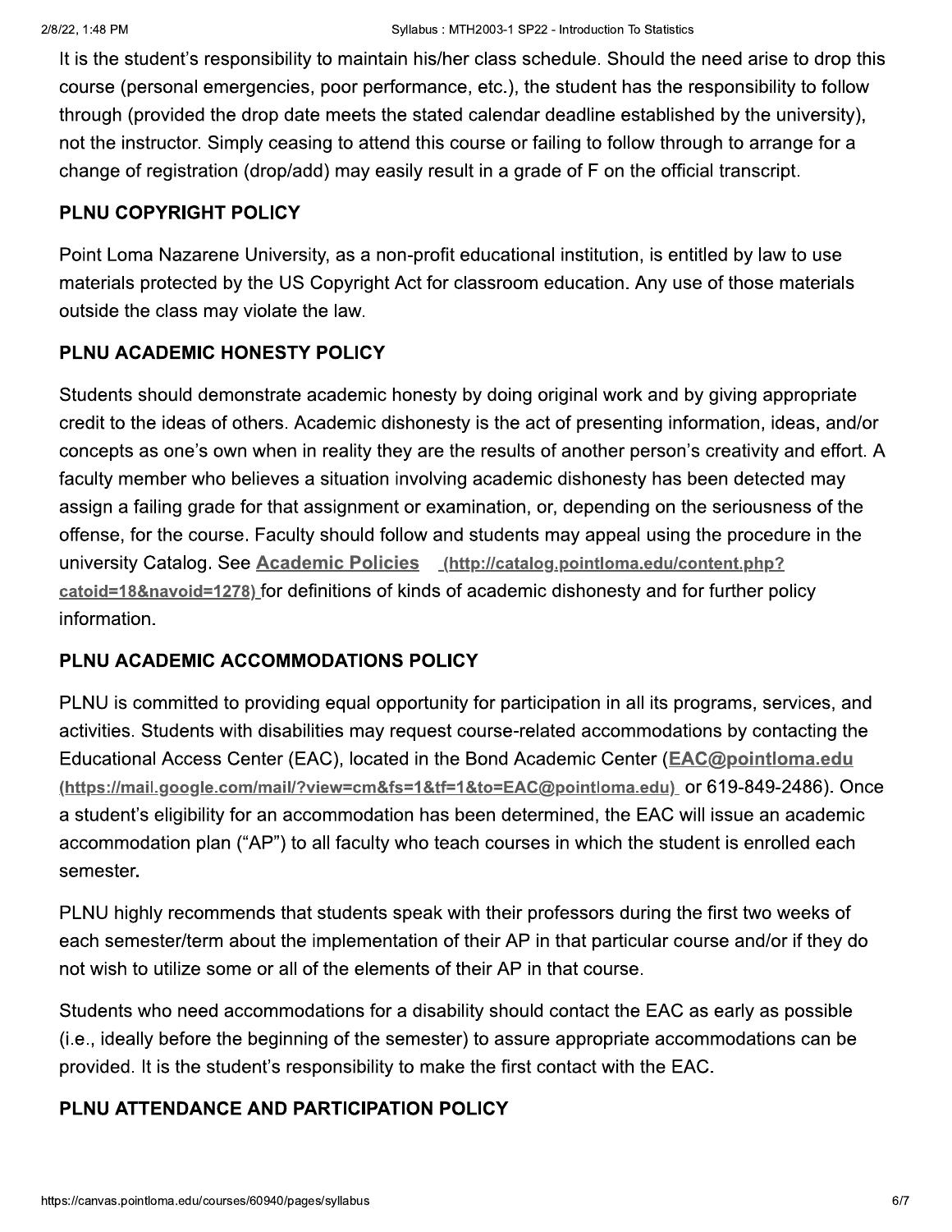It is the student's responsibility to maintain his/her class schedule. Should the need arise to drop this course (personal emergencies, poor performance, etc.), the student has the responsibility to follow through (provided the drop date meets the stated calendar deadline established by the university), not the instructor. Simply ceasing to attend this course or failing to follow through to arrange for a change of registration (drop/add) may easily result in a grade of F on the official transcript.

### PLNU COPYRIGHT POLICY

Point Loma Nazarene University, as a non-profit educational institution, is entitled by law to use materials protected by the US Copyright Act for classroom education. Any use of those materials outside the class may violate the law.

### PLNU ACADEMIC HONESTY POLICY

Students should demonstrate academic honesty by doing original work and by giving appropriate credit to the ideas of others. Academic dishonesty is the act of presenting information, ideas, and/or concepts as one's own when in reality they are the results of another person's creativity and effort. A faculty member who believes a situation involving academic dishonesty has been detected may assign a failing grade for that assignment or examination, or, depending on the seriousness of the offense, for the course. Faculty should follow and students may appeal using the procedure in the university Catalog. See **Academic Policies** (http://catalog.pointloma.edu/content.php?catoid=18&navoid=1278) for definitions of kinds of academic dishonesty and for further policy information.

### PLNU ACADEMIC ACCOMMODATIONS POLICY

PLNU is committed to providing equal opportunity for participation in all its programs, services, and activities. Students with disabilities may request course-related accommodations by contacting the Educational Access Center (EAC), located in the Bond Academic Center (**EAC@pointloma.edu** (https://mail.google.com/mail/?view=cm&fs=1&tf=1&to=EAC@pointloma.edu) or 619-849-2486). Once a student's eligibility for an accommodation has been determined, the EAC will issue an academic accommodation plan ("AP") to all faculty who teach courses in which the student is enrolled each semester.

PLNU highly recommends that students speak with their professors during the first two weeks of each semester/term about the implementation of their AP in that particular course and/or if they do not wish to utilize some or all of the elements of their AP in that course.

Students who need accommodations for a disability should contact the EAC as early as possible (i.e., ideally before the beginning of the semester) to assure appropriate accommodations can be provided. It is the student's responsibility to make the first contact with the EAC.

### PLNU ATTENDANCE AND PARTICIPATION POLICY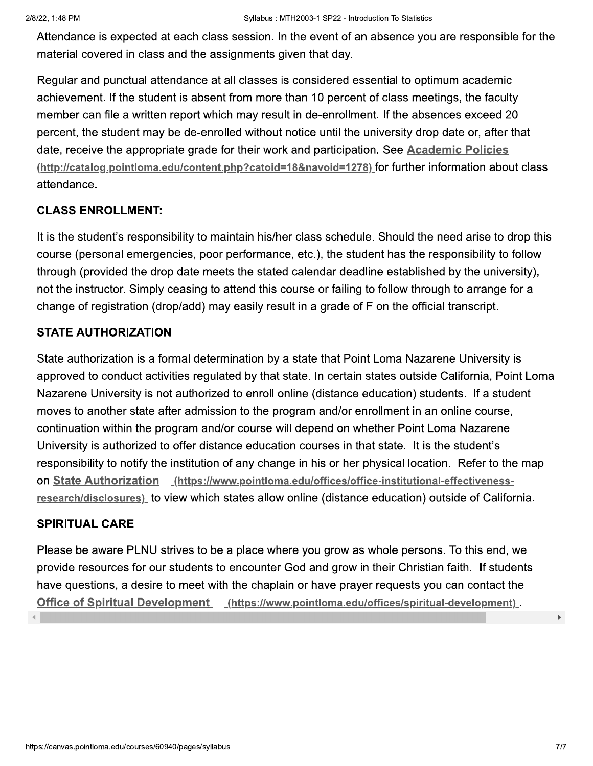Attendance is expected at each class session. In the event of an absence you are responsible for the material covered in class and the assignments given that day.

Regular and punctual attendance at all classes is considered essential to optimum academic achievement. If the student is absent from more than 10 percent of class meetings, the faculty member can file a written report which may result in de-enrollment. If the absences exceed 20 percent, the student may be de-enrolled without notice until the university drop date or, after that date, receive the appropriate grade for their work and participation. See **Academic Policies** (http://catalog.pointloma.edu/content.php?catoid=18&navoid=1278) for further information about class attendance.

### CLASS ENROLLMENT:

It is the student's responsibility to maintain his/her class schedule. Should the need arise to drop this course (personal emergencies, poor performance, etc.), the student has the responsibility to follow through (provided the drop date meets the stated calendar deadline established by the university), not the instructor. Simply ceasing to attend this course or failing to follow through to arrange for a change of registration (drop/add) may easily result in a grade of F on the official transcript.

### STATE AUTHORIZATION

State authorization is a formal determination by a state that Point Loma Nazarene University is approved to conduct activities regulated by that state. In certain states outside California, Point Loma Nazarene University is not authorized to enroll online (distance education) students. If a student moves to another state after admission to the program and/or enrollment in an online course, continuation within the program and/or course will depend on whether Point Loma Nazarene University is authorized to offer distance education courses in that state. It is the student's responsibility to notify the institution of any change in his or her physical location. Refer to the map on **State Authorization** (https://www.pointloma.edu/offices/office-institutional-effectiveness-research/disclosures) to view which states allow online (distance education) outside of California.

### SPIRITUAL CARE

Please be aware PLNU strives to be a place where you grow as whole persons. To this end, we provide resources for our students to encounter God and grow in their Christian faith. If students have questions, a desire to meet with the chaplain or have prayer requests you can contact the **Office of Spiritual Development** (https://www.pointloma.edu/offices/spiritual-development).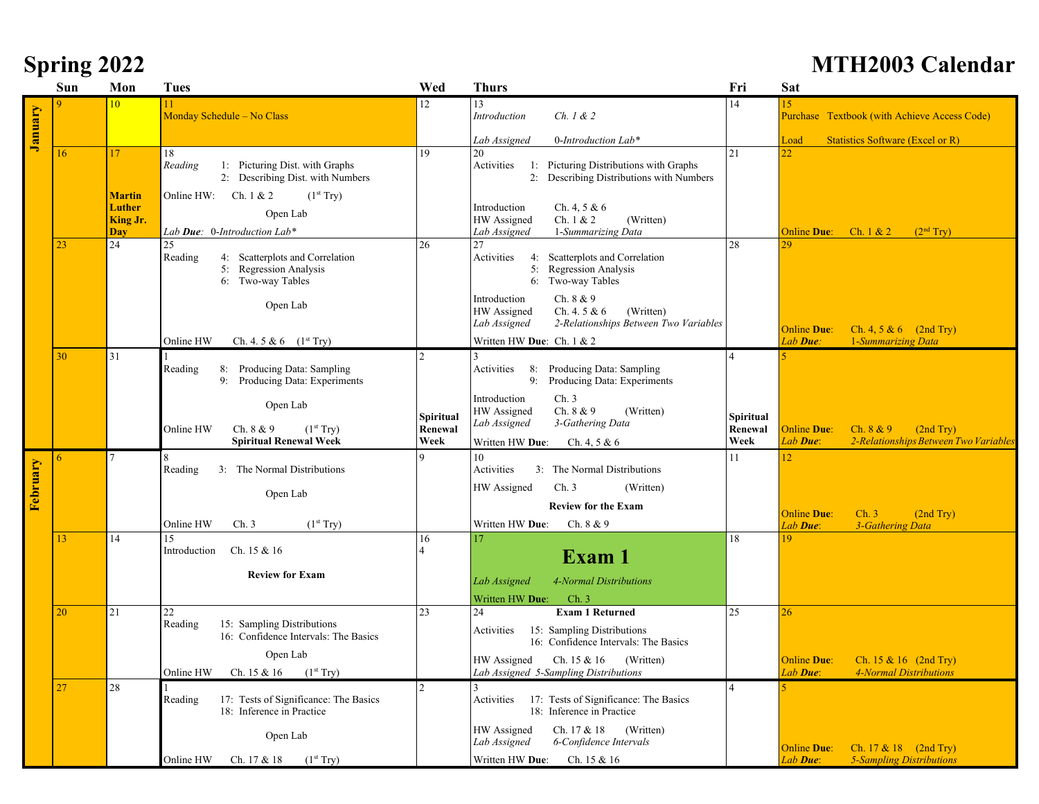# Spring 2022

# MTH2003 Calendar

| | Sun | Mon | Tues | Wed | Thurs | Fri | Sat |
|---|---|---|---|---|---|---|---|
| January | 9 | 10 | 11<br>Monday Schedule – No Class | 12 | 13<br>*Introduction* Ch. 1 & 2<br>*Lab Assigned* *0-Introduction Lab\** | 14 | 15<br>Purchase Textbook (with Achieve Access Code)<br>Load Statistics Software (Excel or R) |
| | 16 | 17<br>**Martin Luther King Jr. Day** | 18<br>*Reading* 1: Picturing Dist. with Graphs<br>2: Describing Dist. with Numbers<br>Online HW: Ch. 1 & 2 (1st Try)<br>Open Lab<br>*Lab **Due**: 0-Introduction Lab\** | 19 | 20<br>Activities 1: Picturing Distributions with Graphs<br>2: Describing Distributions with Numbers<br>Introduction Ch. 4, 5 & 6<br>HW Assigned Ch. 1 & 2 (Written)<br>*Lab Assigned* *1-Summarizing Data* | 21 | 22<br>Online **Due**: Ch. 1 & 2 (2nd Try) |
| | 23 | 24 | 25<br>Reading 4: Scatterplots and Correlation<br>5: Regression Analysis<br>6: Two-way Tables<br>Open Lab<br>Online HW Ch. 4. 5 & 6 (1st Try) | 26 | 27<br>Activities 4: Scatterplots and Correlation<br>5: Regression Analysis<br>6: Two-way Tables<br>Introduction Ch. 8 & 9<br>HW Assigned Ch. 4. 5 & 6 (Written)<br>*Lab Assigned* *2-Relationships Between Two Variables*<br>Written HW **Due**: Ch. 1 & 2 | 28 | 29<br>Online **Due**: Ch. 4, 5 & 6 (2nd Try)<br>*Lab **Due**:* *1-Summarizing Data* |
| | 30 | 31 | 1<br>Reading 8: Producing Data: Sampling<br>9: Producing Data: Experiments<br>Open Lab<br>Online HW Ch. 8 & 9 (1st Try)<br>**Spiritual Renewal Week** | 2<br>**Spiritual Renewal Week** | 3<br>Activities 8: Producing Data: Sampling<br>9: Producing Data: Experiments<br>Introduction Ch. 3<br>HW Assigned Ch. 8 & 9 (Written)<br>*Lab Assigned* *3-Gathering Data*<br>Written HW **Due**: Ch. 4, 5 & 6 | 4<br>**Spiritual Renewal Week** | 5<br>Online **Due**: Ch. 8 & 9 (2nd Try)<br>*Lab **Due**:* *2-Relationships Between Two Variables* |
| February | 6 | 7 | 8<br>Reading 3: The Normal Distributions<br>Open Lab<br>Online HW Ch. 3 (1st Try) | 9 | 10<br>Activities 3: The Normal Distributions<br>HW Assigned Ch. 3 (Written)<br>**Review for the Exam**<br>Written HW **Due**: Ch. 8 & 9 | 11 | 12<br>Online **Due**: Ch. 3 (2nd Try)<br>*Lab **Due**:* *3-Gathering Data* |
| | 13 | 14 | 15<br>Introduction Ch. 15 & 16<br>**Review for Exam** | 16<br>4 | 17<br>**Exam 1**<br>*Lab Assigned* *4-Normal Distributions*<br>Written HW **Due**: Ch. 3 | 18 | 19 |
| | 20 | 21 | 22<br>Reading 15: Sampling Distributions<br>16: Confidence Intervals: The Basics<br>Open Lab<br>Online HW Ch. 15 & 16 (1st Try) | 23 | 24<br>**Exam 1 Returned**<br>Activities 15: Sampling Distributions<br>16: Confidence Intervals: The Basics<br>HW Assigned Ch. 15 & 16 (Written)<br>*Lab Assigned 5-Sampling Distributions* | 25 | 26<br>Online **Due**: Ch. 15 & 16 (2nd Try)<br>*Lab **Due**:* *4-Normal Distributions* |
| | 27 | 28 | 1<br>Reading 17: Tests of Significance: The Basics<br>18: Inference in Practice<br>Open Lab<br>Online HW Ch. 17 & 18 (1st Try) | 2 | 3<br>Activities 17: Tests of Significance: The Basics<br>18: Inference in Practice<br>HW Assigned Ch. 17 & 18 (Written)<br>*Lab Assigned* *6-Confidence Intervals*<br>Written HW **Due**: Ch. 15 & 16 | 4 | 5<br>Online **Due**: Ch. 17 & 18 (2nd Try)<br>*Lab **Due**:* *5-Sampling Distributions* |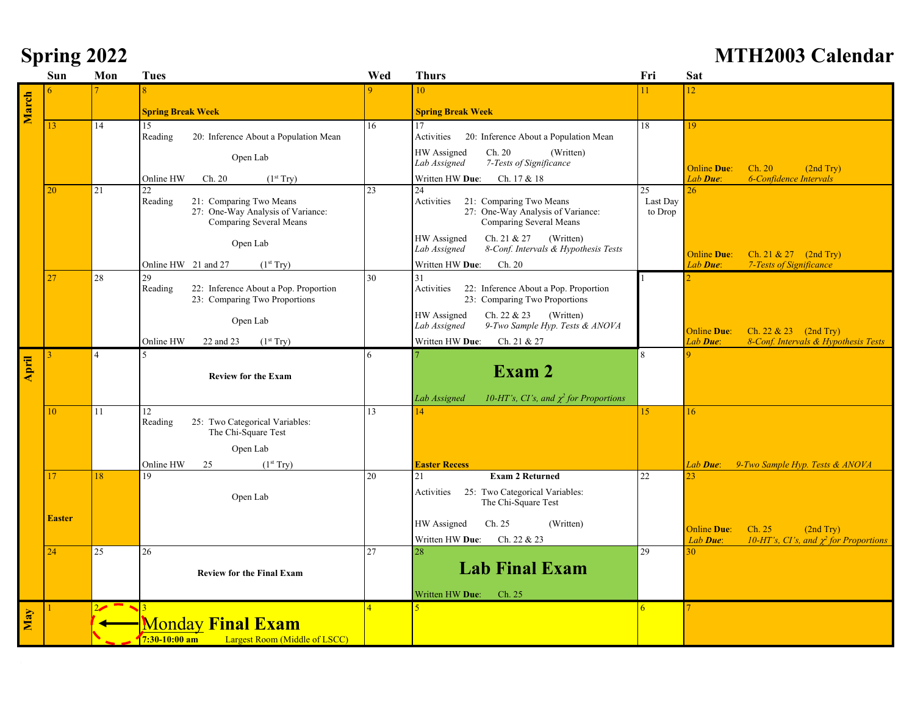# Spring 2022

# MTH2003 Calendar

| | Sun | Mon | Tues | Wed | Thurs | Fri | Sat |
|---|---|---|---|---|---|---|---|
| **March** | 6 | 7 | 8<br>**Spring Break Week** | 9 | 10<br>**Spring Break Week** | 11 | 12 |
| | 13 | 14 | 15<br>Reading 20: Inference About a Population Mean<br>Open Lab<br>Online HW Ch. 20 (1st Try) | 16 | 17<br>Activities 20: Inference About a Population Mean<br>HW Assigned Ch. 20 (Written)<br>*Lab Assigned 7-Tests of Significance*<br>Written HW **Due**: Ch. 17 & 18 | 18 | 19<br>Online **Due**: Ch. 20 (2nd Try)<br>*Lab **Due**: 6-Confidence Intervals* |
| | 20 | 21 | 22<br>Reading 21: Comparing Two Means<br>27: One-Way Analysis of Variance: Comparing Several Means<br>Open Lab<br>Online HW 21 and 27 (1st Try) | 23 | 24<br>Activities 21: Comparing Two Means<br>27: One-Way Analysis of Variance: Comparing Several Means<br>HW Assigned Ch. 21 & 27 (Written)<br>*Lab Assigned 8-Conf. Intervals & Hypothesis Tests*<br>Written HW **Due**: Ch. 20 | 25<br>Last Day to Drop | 26<br>Online **Due**: Ch. 21 & 27 (2nd Try)<br>*Lab **Due**: 7-Tests of Significance* |
| | 27 | 28 | 29<br>Reading 22: Inference About a Pop. Proportion<br>23: Comparing Two Proportions<br>Open Lab<br>Online HW 22 and 23 (1st Try) | 30 | 31<br>Activities 22: Inference About a Pop. Proportion<br>23: Comparing Two Proportions<br>HW Assigned Ch. 22 & 23 (Written)<br>*Lab Assigned 9-Two Sample Hyp. Tests & ANOVA*<br>Written HW **Due**: Ch. 21 & 27 | 1 | 2<br>Online **Due**: Ch. 22 & 23 (2nd Try)<br>*Lab **Due**: 8-Conf. Intervals & Hypothesis Tests* |
| **April** | 3 | 4 | 5<br>**Review for the Exam** | 6 | 7<br>**Exam 2**<br>*Lab Assigned 10-HT's, CI's, and $\chi^2$ for Proportions* | 8 | 9 |
| | 10 | 11 | 12<br>Reading 25: Two Categorical Variables: The Chi-Square Test<br>Open Lab<br>Online HW 25 (1st Try) | 13 | 14<br>**Easter Recess** | 15 | 16<br>*Lab **Due**: 9-Two Sample Hyp. Tests & ANOVA* |
| | 17<br>**Easter** | 18 | 19<br>Open Lab | 20 | 21 **Exam 2 Returned**<br>Activities 25: Two Categorical Variables: The Chi-Square Test<br>HW Assigned Ch. 25 (Written)<br>Written HW **Due**: Ch. 22 & 23 | 22 | 23<br>Online **Due**: Ch. 25 (2nd Try)<br>*Lab **Due**: 10-HT's, CI's, and $\chi^2$ for Proportions* |
| | 24 | 25 | 26<br>**Review for the Final Exam** | 27 | 28<br>**Lab Final Exam**<br>Written HW **Due**: Ch. 25 | 29 | 30 |
| **May** | 1 | 2 ← | 3<br>Monday **Final Exam**<br>**7:30-10:00 am** Largest Room (Middle of LSCC) | 4 | 5 | 6 | 7 |